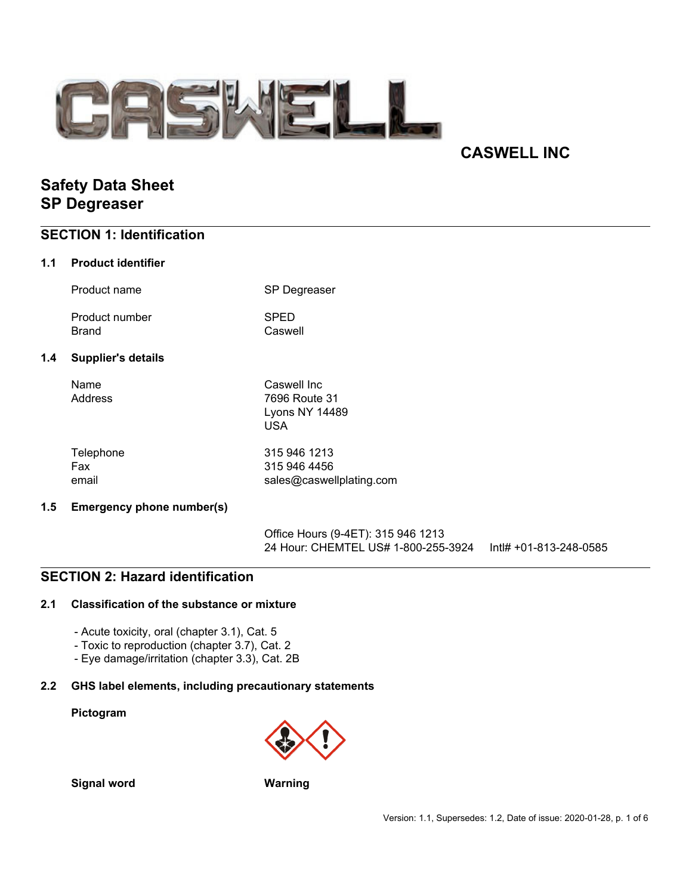# CASWELL INC

# Safety Data Sheet
# SP Degreaser

## SECTION 1: Identification

### 1.1 Product identifier

| | |
|---|---|
| Product name | SP Degreaser |
| Product number | SPED |
| Brand | Caswell |

### 1.4 Supplier's details

| | |
|---|---|
| Name | Caswell Inc |
| Address | 7696 Route 31<br>Lyons NY 14489<br>USA |
| Telephone | 315 946 1213 |
| Fax | 315 946 4456 |
| email | sales@caswellplating.com |

### 1.5 Emergency phone number(s)

Office Hours (9-4ET): 315 946 1213
24 Hour: CHEMTEL US# 1-800-255-3924 Intl# +01-813-248-0585

## SECTION 2: Hazard identification

### 2.1 Classification of the substance or mixture

- Acute toxicity, oral (chapter 3.1), Cat. 5
- Toxic to reproduction (chapter 3.7), Cat. 2
- Eye damage/irritation (chapter 3.3), Cat. 2B

### 2.2 GHS label elements, including precautionary statements

**Pictogram**

**Signal word** **Warning**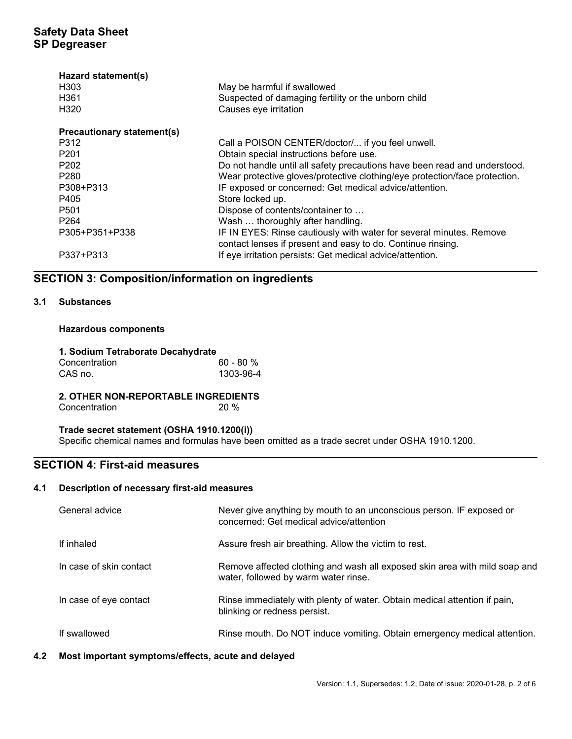**Hazard statement(s)**

| | |
|---|---|
| H303 | May be harmful if swallowed |
| H361 | Suspected of damaging fertility or the unborn child |
| H320 | Causes eye irritation |

**Precautionary statement(s)**

| | |
|---|---|
| P312 | Call a POISON CENTER/doctor/... if you feel unwell. |
| P201 | Obtain special instructions before use. |
| P202 | Do not handle until all safety precautions have been read and understood. |
| P280 | Wear protective gloves/protective clothing/eye protection/face protection. |
| P308+P313 | IF exposed or concerned: Get medical advice/attention. |
| P405 | Store locked up. |
| P501 | Dispose of contents/container to … |
| P264 | Wash … thoroughly after handling. |
| P305+P351+P338 | IF IN EYES: Rinse cautiously with water for several minutes. Remove contact lenses if present and easy to do. Continue rinsing. |
| P337+P313 | If eye irritation persists: Get medical advice/attention. |

## SECTION 3: Composition/information on ingredients

### 3.1 Substances

**Hazardous components**

**1. Sodium Tetraborate Decahydrate**

| | |
|---|---|
| Concentration | 60 - 80 % |
| CAS no. | 1303-96-4 |

**2. OTHER NON-REPORTABLE INGREDIENTS**

| | |
|---|---|
| Concentration | 20 % |

**Trade secret statement (OSHA 1910.1200(i))**

Specific chemical names and formulas have been omitted as a trade secret under OSHA 1910.1200.

## SECTION 4: First-aid measures

### 4.1 Description of necessary first-aid measures

| | |
|---|---|
| General advice | Never give anything by mouth to an unconscious person. IF exposed or concerned: Get medical advice/attention |
| If inhaled | Assure fresh air breathing. Allow the victim to rest. |
| In case of skin contact | Remove affected clothing and wash all exposed skin area with mild soap and water, followed by warm water rinse. |
| In case of eye contact | Rinse immediately with plenty of water. Obtain medical attention if pain, blinking or redness persist. |
| If swallowed | Rinse mouth. Do NOT induce vomiting. Obtain emergency medical attention. |

### 4.2 Most important symptoms/effects, acute and delayed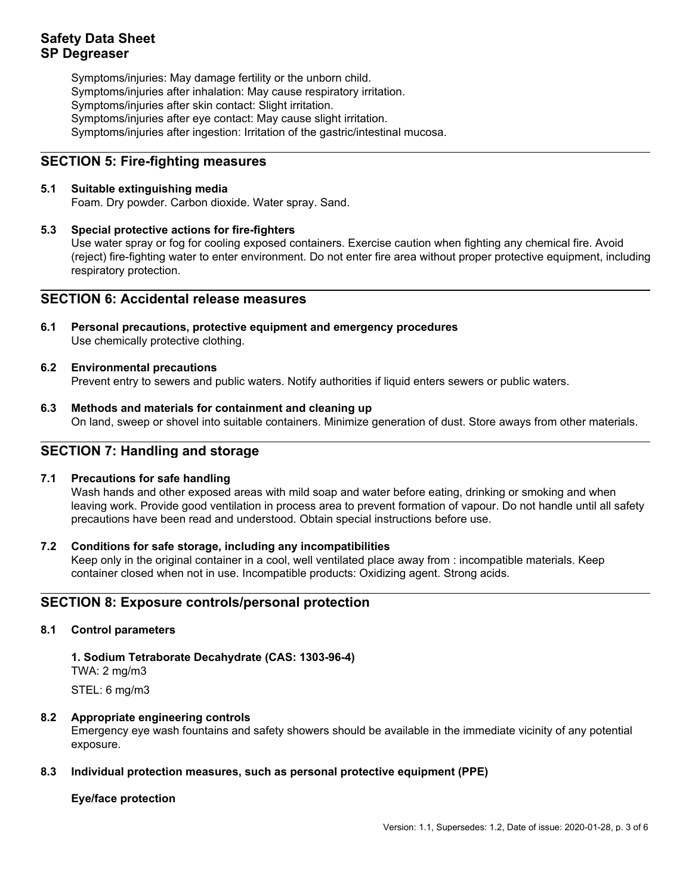Symptoms/injuries: May damage fertility or the unborn child.
Symptoms/injuries after inhalation: May cause respiratory irritation.
Symptoms/injuries after skin contact: Slight irritation.
Symptoms/injuries after eye contact: May cause slight irritation.
Symptoms/injuries after ingestion: Irritation of the gastric/intestinal mucosa.

## SECTION 5: Fire-fighting measures

**5.1 Suitable extinguishing media**

Foam. Dry powder. Carbon dioxide. Water spray. Sand.

**5.3 Special protective actions for fire-fighters**

Use water spray or fog for cooling exposed containers. Exercise caution when fighting any chemical fire. Avoid (reject) fire-fighting water to enter environment. Do not enter fire area without proper protective equipment, including respiratory protection.

## SECTION 6: Accidental release measures

**6.1 Personal precautions, protective equipment and emergency procedures**

Use chemically protective clothing.

**6.2 Environmental precautions**

Prevent entry to sewers and public waters. Notify authorities if liquid enters sewers or public waters.

**6.3 Methods and materials for containment and cleaning up**

On land, sweep or shovel into suitable containers. Minimize generation of dust. Store aways from other materials.

## SECTION 7: Handling and storage

**7.1 Precautions for safe handling**

Wash hands and other exposed areas with mild soap and water before eating, drinking or smoking and when leaving work. Provide good ventilation in process area to prevent formation of vapour. Do not handle until all safety precautions have been read and understood. Obtain special instructions before use.

**7.2 Conditions for safe storage, including any incompatibilities**

Keep only in the original container in a cool, well ventilated place away from : incompatible materials. Keep container closed when not in use. Incompatible products: Oxidizing agent. Strong acids.

## SECTION 8: Exposure controls/personal protection

**8.1 Control parameters**

**1. Sodium Tetraborate Decahydrate (CAS: 1303-96-4)**

TWA: 2 mg/m3

STEL: 6 mg/m3

**8.2 Appropriate engineering controls**

Emergency eye wash fountains and safety showers should be available in the immediate vicinity of any potential exposure.

**8.3 Individual protection measures, such as personal protective equipment (PPE)**

**Eye/face protection**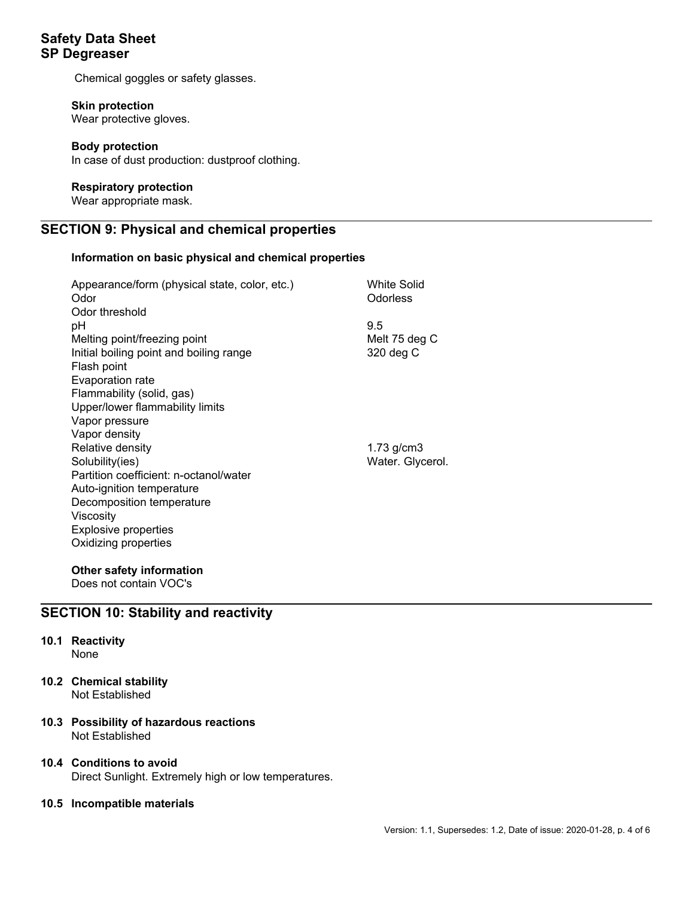Chemical goggles or safety glasses.

**Skin protection**
Wear protective gloves.

**Body protection**
In case of dust production: dustproof clothing.

**Respiratory protection**
Wear appropriate mask.

## SECTION 9: Physical and chemical properties

**Information on basic physical and chemical properties**

| Property | Value |
|---|---|
| Appearance/form (physical state, color, etc.) | White Solid |
| Odor | Odorless |
| Odor threshold | |
| pH | 9.5 |
| Melting point/freezing point | Melt 75 deg C |
| Initial boiling point and boiling range | 320 deg C |
| Flash point | |
| Evaporation rate | |
| Flammability (solid, gas) | |
| Upper/lower flammability limits | |
| Vapor pressure | |
| Vapor density | |
| Relative density | 1.73 g/cm3 |
| Solubility(ies) | Water. Glycerol. |
| Partition coefficient: n-octanol/water | |
| Auto-ignition temperature | |
| Decomposition temperature | |
| Viscosity | |
| Explosive properties | |
| Oxidizing properties | |

**Other safety information**
Does not contain VOC's

## SECTION 10: Stability and reactivity

**10.1 Reactivity**
None

**10.2 Chemical stability**
Not Established

**10.3 Possibility of hazardous reactions**
Not Established

**10.4 Conditions to avoid**
Direct Sunlight. Extremely high or low temperatures.

**10.5 Incompatible materials**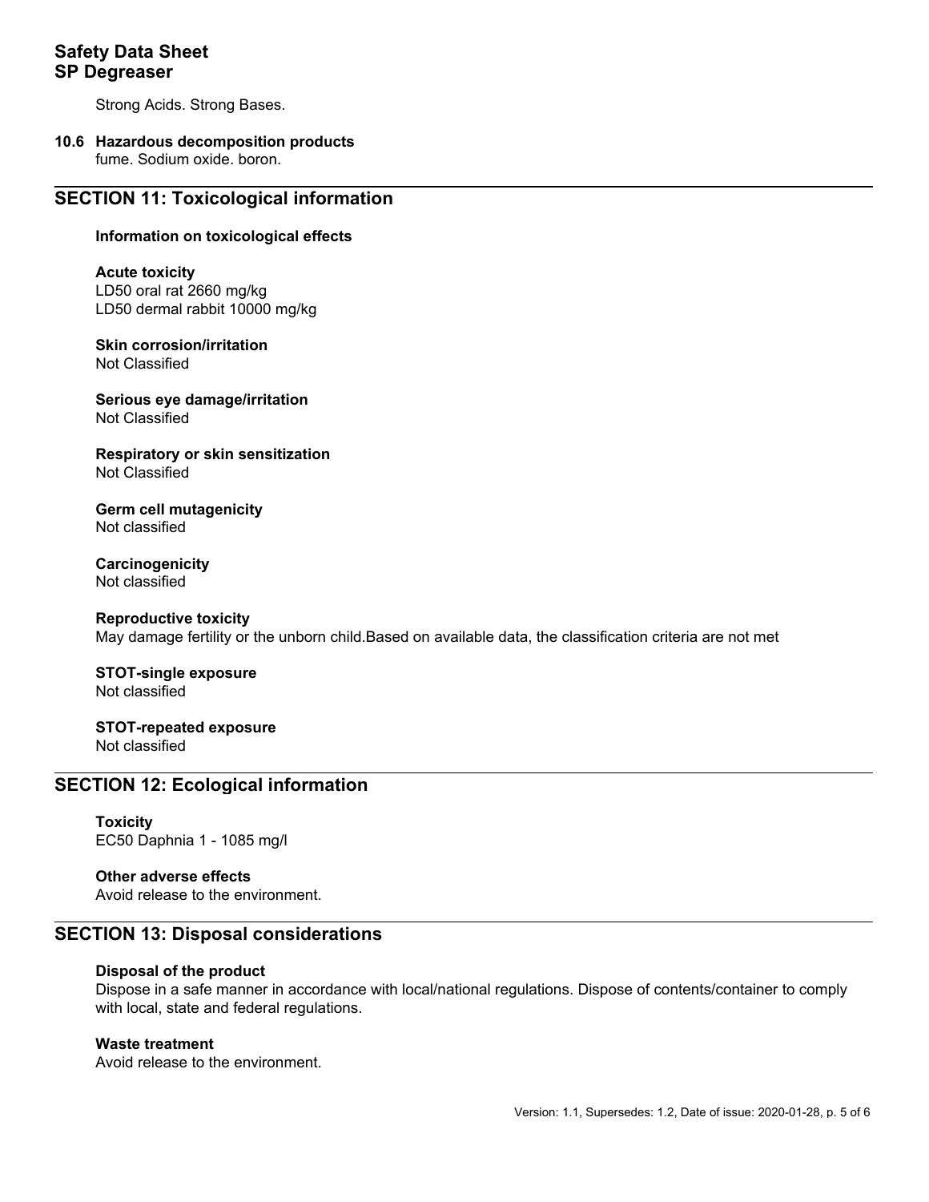Strong Acids. Strong Bases.

### 10.6 Hazardous decomposition products

fume. Sodium oxide. boron.

## SECTION 11: Toxicological information

**Information on toxicological effects**

**Acute toxicity**
LD50 oral rat 2660 mg/kg
LD50 dermal rabbit 10000 mg/kg

**Skin corrosion/irritation**
Not Classified

**Serious eye damage/irritation**
Not Classified

**Respiratory or skin sensitization**
Not Classified

**Germ cell mutagenicity**
Not classified

**Carcinogenicity**
Not classified

**Reproductive toxicity**
May damage fertility or the unborn child.Based on available data, the classification criteria are not met

**STOT-single exposure**
Not classified

**STOT-repeated exposure**
Not classified

## SECTION 12: Ecological information

**Toxicity**
EC50 Daphnia 1 - 1085 mg/l

**Other adverse effects**
Avoid release to the environment.

## SECTION 13: Disposal considerations

**Disposal of the product**
Dispose in a safe manner in accordance with local/national regulations. Dispose of contents/container to comply with local, state and federal regulations.

**Waste treatment**
Avoid release to the environment.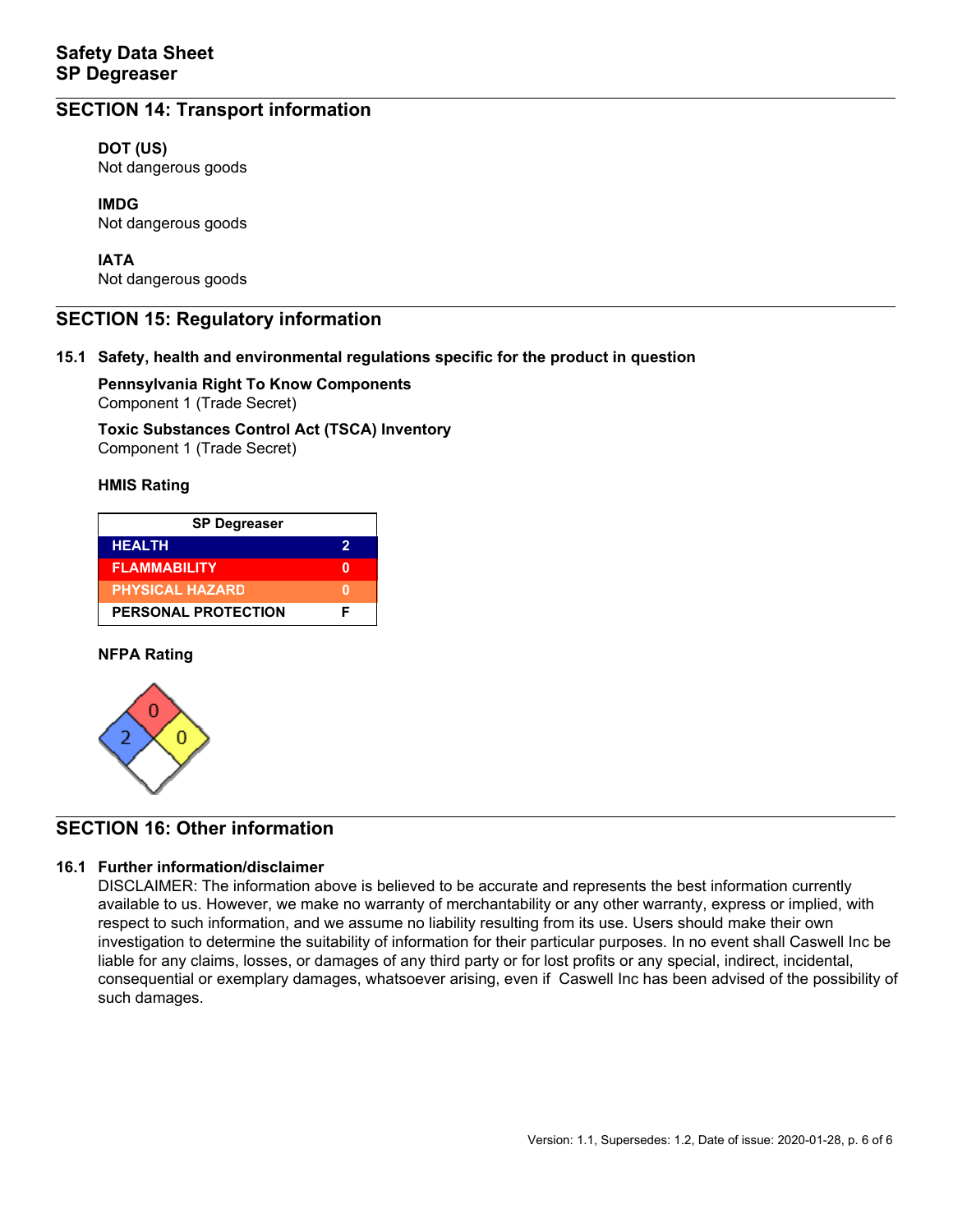## SECTION 14: Transport information

**DOT (US)**
Not dangerous goods

**IMDG**
Not dangerous goods

**IATA**
Not dangerous goods

## SECTION 15: Regulatory information

### 15.1 Safety, health and environmental regulations specific for the product in question

**Pennsylvania Right To Know Components**
Component 1 (Trade Secret)

**Toxic Substances Control Act (TSCA) Inventory**
Component 1 (Trade Secret)

**HMIS Rating**

| SP Degreaser | |
|---|---|
| HEALTH | 2 |
| FLAMMABILITY | 0 |
| PHYSICAL HAZARD | 0 |
| PERSONAL PROTECTION | F |

**NFPA Rating**

0
2
0

## SECTION 16: Other information

### 16.1 Further information/disclaimer

DISCLAIMER: The information above is believed to be accurate and represents the best information currently available to us. However, we make no warranty of merchantability or any other warranty, express or implied, with respect to such information, and we assume no liability resulting from its use. Users should make their own investigation to determine the suitability of information for their particular purposes. In no event shall Caswell Inc be liable for any claims, losses, or damages of any third party or for lost profits or any special, indirect, incidental, consequential or exemplary damages, whatsoever arising, even if Caswell Inc has been advised of the possibility of such damages.